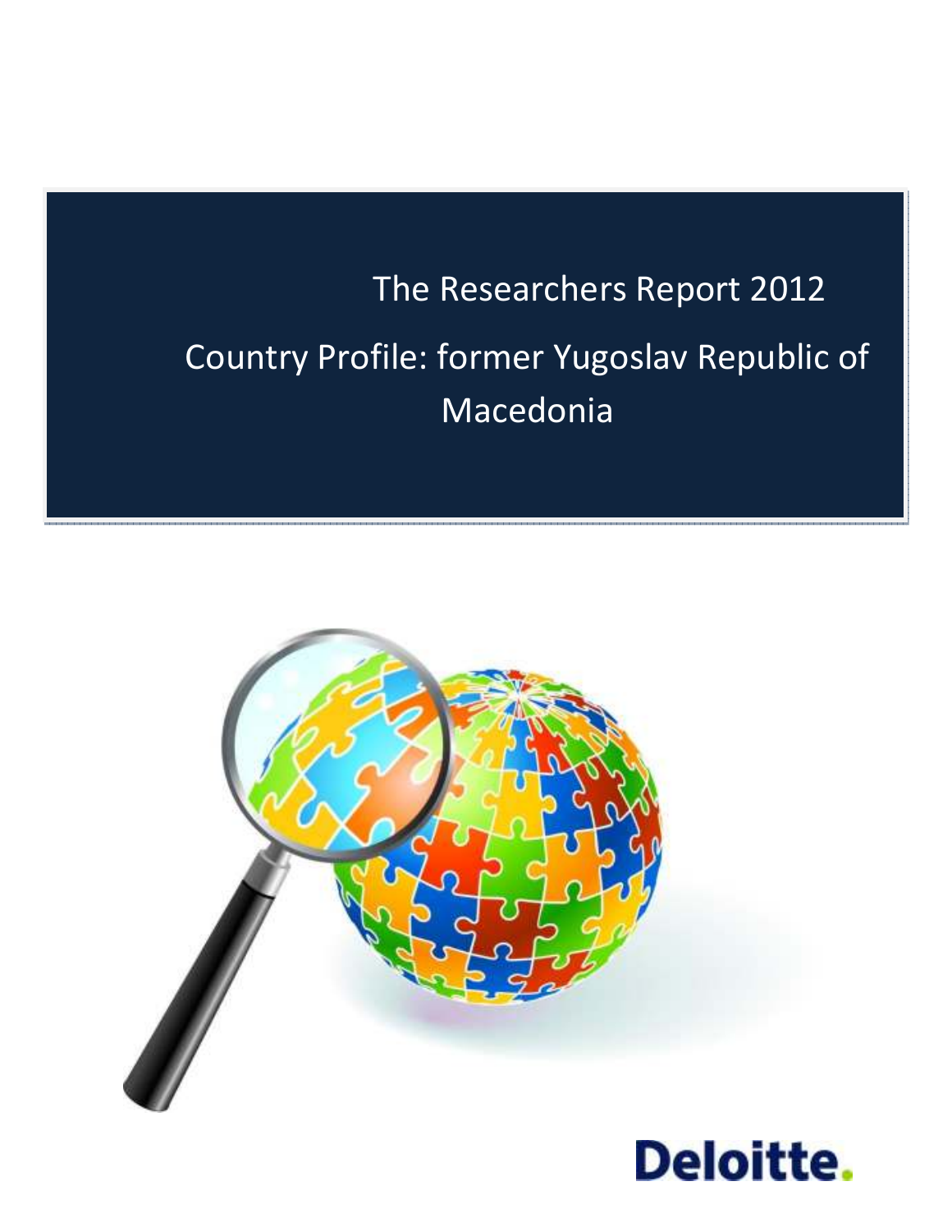# The Researchers Report 2012

## Country Profile: former Yugoslav Republic of Macedonia

Deloitte.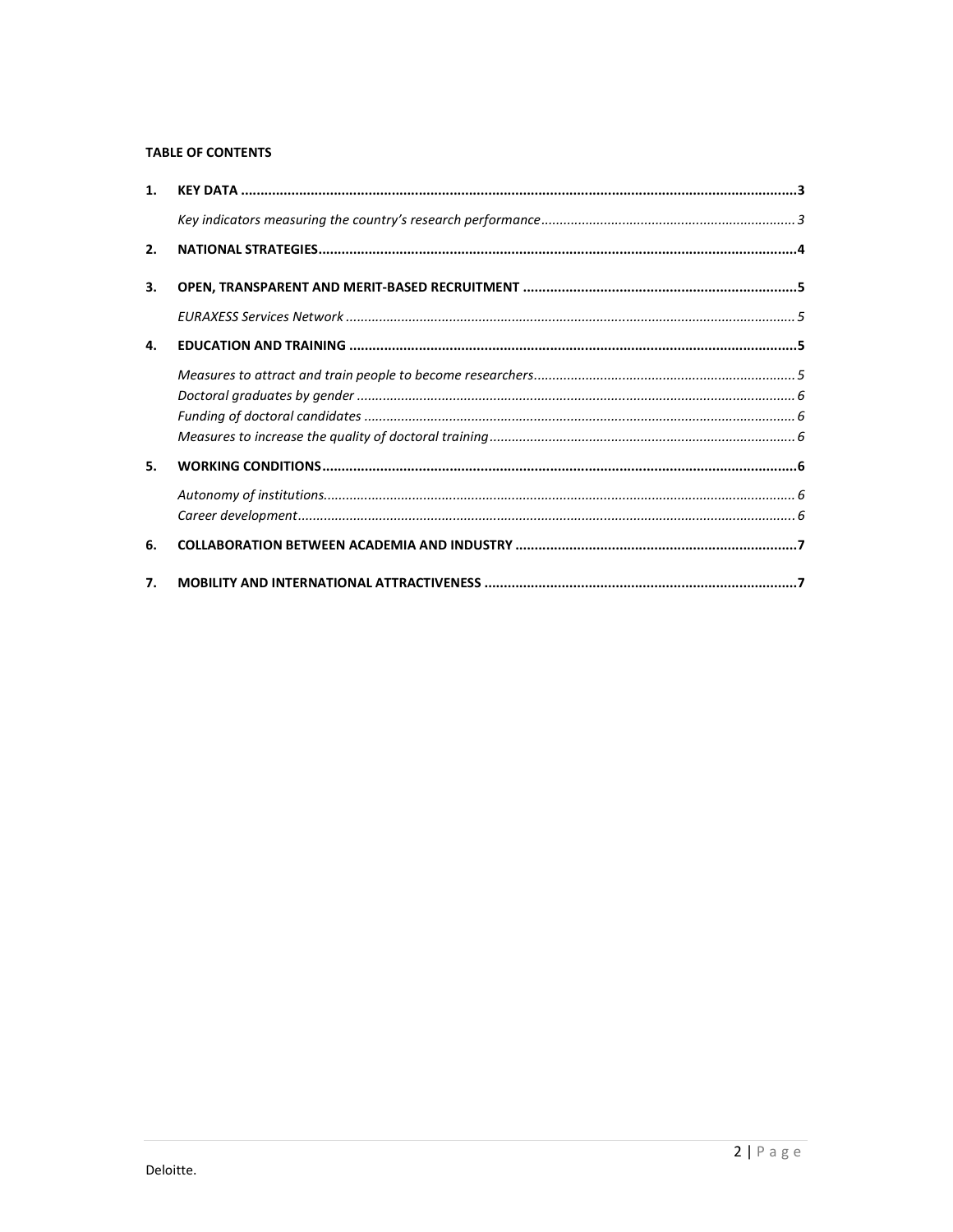**TABLE OF CONTENTS**

| | | |
|---|---|---|
| **1.** | **KEY DATA** | **3** |
| | *Key indicators measuring the country's research performance* | *3* |
| **2.** | **NATIONAL STRATEGIES** | **4** |
| **3.** | **OPEN, TRANSPARENT AND MERIT-BASED RECRUITMENT** | **5** |
| | *EURAXESS Services Network* | *5* |
| **4.** | **EDUCATION AND TRAINING** | **5** |
| | *Measures to attract and train people to become researchers* | *5* |
| | *Doctoral graduates by gender* | *6* |
| | *Funding of doctoral candidates* | *6* |
| | *Measures to increase the quality of doctoral training* | *6* |
| **5.** | **WORKING CONDITIONS** | **6** |
| | *Autonomy of institutions* | *6* |
| | *Career development* | *6* |
| **6.** | **COLLABORATION BETWEEN ACADEMIA AND INDUSTRY** | **7** |
| **7.** | **MOBILITY AND INTERNATIONAL ATTRACTIVENESS** | **7** |

Deloitte.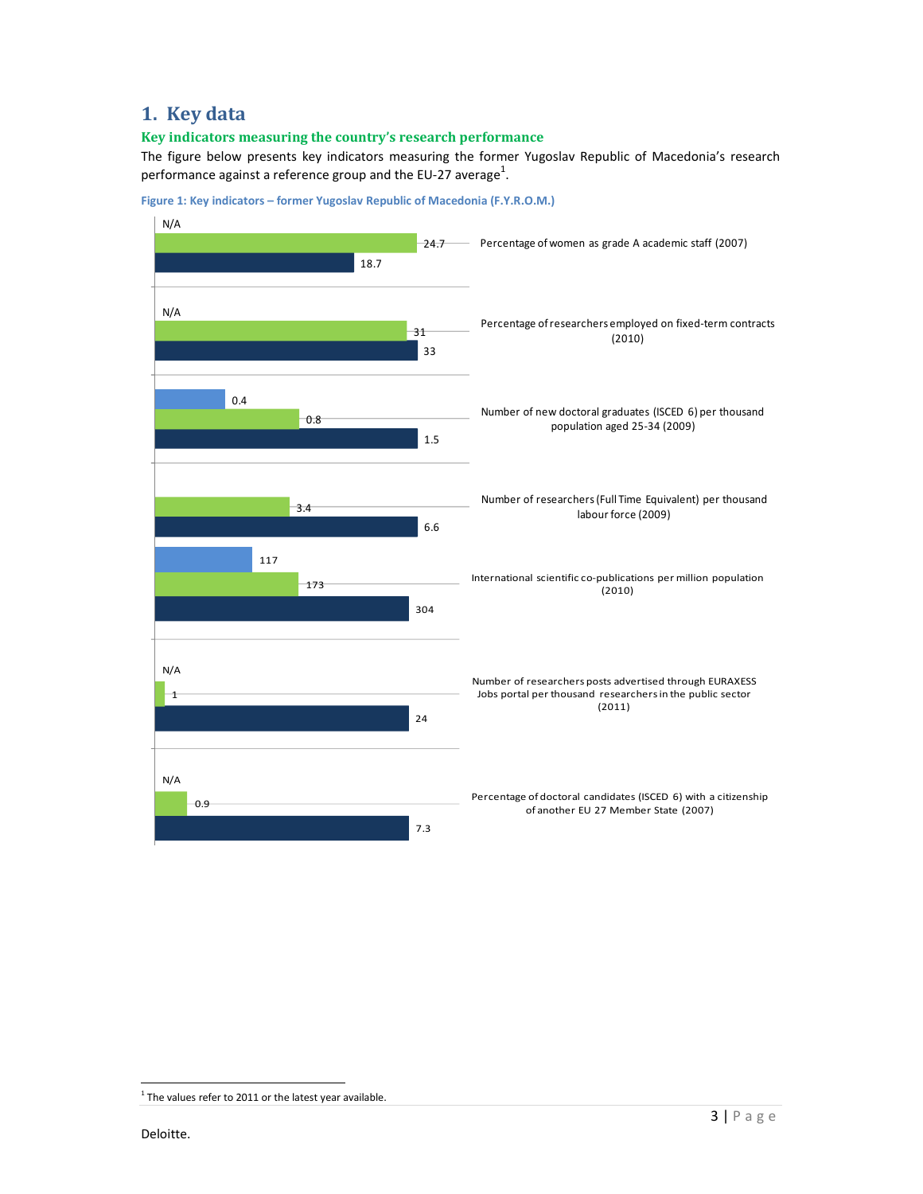# 1. Key data

## Key indicators measuring the country's research performance

The figure below presents key indicators measuring the former Yugoslav Republic of Macedonia's research performance against a reference group and the EU-27 average[1].

**Figure 1: Key indicators – former Yugoslav Republic of Macedonia (F.Y.R.O.M.)**

| Indicator | F.Y.R.O.M. | Reference group | EU-27 average |
|---|---|---|---|
| Percentage of women as grade A academic staff (2007) | N/A | 24.7 | 18.7 |
| Percentage of researchers employed on fixed-term contracts (2010) | N/A | 31 | 33 |
| Number of new doctoral graduates (ISCED 6) per thousand population aged 25-34 (2009) | 0.4 | 0.8 | 1.5 |
| Number of researchers (Full Time Equivalent) per thousand labour force (2009) | | 3.4 | 6.6 |
| International scientific co-publications per million population (2010) | 117 | 173 | 304 |
| Number of researchers posts advertised through EURAXESS Jobs portal per thousand researchers in the public sector (2011) | N/A | 1 | 24 |
| Percentage of doctoral candidates (ISCED 6) with a citizenship of another EU 27 Member State (2007) | N/A | 0.9 | 7.3 |

[1] The values refer to 2011 or the latest year available.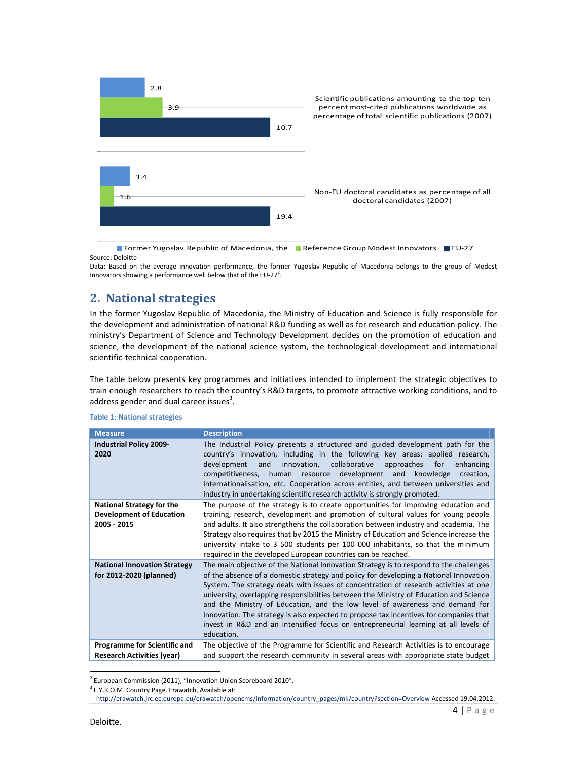| | Former Yugoslav Republic of Macedonia, the | Reference Group Modest Innovators | EU-27 |
|---|---|---|---|
| Scientific publications amounting to the top ten percent most-cited publications worldwide as percentage of total scientific publications (2007) | 2.8 | 3.9 | 10.7 |
| Non-EU doctoral candidates as percentage of all doctoral candidates (2007) | 3.4 | 1.6 | 19.4 |

Source: Deloitte

Data: Based on the average innovation performance, the former Yugoslav Republic of Macedonia belongs to the group of Modest Innovators showing a performance well below that of the EU-27[2].

## 2. National strategies

In the former Yugoslav Republic of Macedonia, the Ministry of Education and Science is fully responsible for the development and administration of national R&D funding as well as for research and education policy. The ministry's Department of Science and Technology Development decides on the promotion of education and science, the development of the national science system, the technological development and international scientific-technical cooperation.

The table below presents key programmes and initiatives intended to implement the strategic objectives to train enough researchers to reach the country's R&D targets, to promote attractive working conditions, and to address gender and dual career issues[3].

**Table 1: National strategies**

| Measure | Description |
|---|---|
| **Industrial Policy 2009-2020** | The Industrial Policy presents a structured and guided development path for the country's innovation, including in the following key areas: applied research, development and innovation, collaborative approaches for enhancing competitiveness, human resource development and knowledge creation, internationalisation, etc. Cooperation across entities, and between universities and industry in undertaking scientific research activity is strongly promoted. |
| **National Strategy for the Development of Education 2005 - 2015** | The purpose of the strategy is to create opportunities for improving education and training, research, development and promotion of cultural values for young people and adults. It also strengthens the collaboration between industry and academia. The Strategy also requires that by 2015 the Ministry of Education and Science increase the university intake to 3 500 students per 100 000 inhabitants, so that the minimum required in the developed European countries can be reached. |
| **National Innovation Strategy for 2012-2020 (planned)** | The main objective of the National Innovation Strategy is to respond to the challenges of the absence of a domestic strategy and policy for developing a National Innovation System. The strategy deals with issues of concentration of research activities at one university, overlapping responsibilities between the Ministry of Education and Science and the Ministry of Education, and the low level of awareness and demand for innovation. The strategy is also expected to propose tax incentives for companies that invest in R&D and an intensified focus on entrepreneurial learning at all levels of education. |
| **Programme for Scientific and Research Activities (year)** | The objective of the Programme for Scientific and Research Activities is to encourage and support the research community in several areas with appropriate state budget |

[2] European Commission (2011), "Innovation Union Scoreboard 2010".

[3] F.Y.R.O.M. Country Page. Erawatch, Available at: http://erawatch.jrc.ec.europa.eu/erawatch/opencms/information/country_pages/mk/country?section=Overview Accessed 19.04.2012.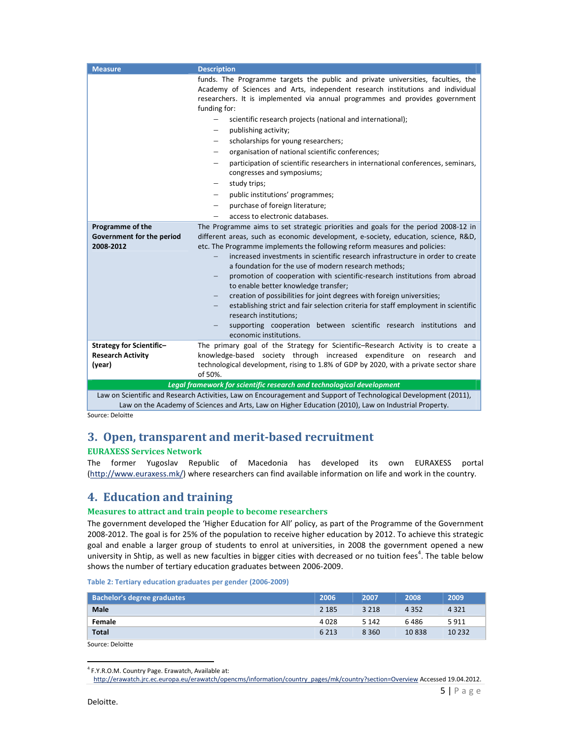| Measure | Description |
|---|---|
| | funds. The Programme targets the public and private universities, faculties, the Academy of Sciences and Arts, independent research institutions and individual researchers. It is implemented via annual programmes and provides government funding for:<br>– scientific research projects (national and international);<br>– publishing activity;<br>– scholarships for young researchers;<br>– organisation of national scientific conferences;<br>– participation of scientific researchers in international conferences, seminars, congresses and symposiums;<br>– study trips;<br>– public institutions' programmes;<br>– purchase of foreign literature;<br>– access to electronic databases. |
| **Programme of the Government for the period 2008-2012** | The Programme aims to set strategic priorities and goals for the period 2008-12 in different areas, such as economic development, e-society, education, science, R&D, etc. The Programme implements the following reform measures and policies:<br>– increased investments in scientific research infrastructure in order to create a foundation for the use of modern research methods;<br>– promotion of cooperation with scientific-research institutions from abroad to enable better knowledge transfer;<br>– creation of possibilities for joint degrees with foreign universities;<br>– establishing strict and fair selection criteria for staff employment in scientific research institutions;<br>– supporting cooperation between scientific research institutions and economic institutions. |
| **Strategy for Scientific–Research Activity (year)** | The primary goal of the Strategy for Scientific–Research Activity is to create a knowledge-based society through increased expenditure on research and technological development, rising to 1.8% of GDP by 2020, with a private sector share of 50%. |
| ***Legal framework for scientific research and technological development*** | |
| Law on Scientific and Research Activities, Law on Encouragement and Support of Technological Development (2011), Law on the Academy of Sciences and Arts, Law on Higher Education (2010), Law on Industrial Property. | |

Source: Deloitte

## 3. Open, transparent and merit-based recruitment

### EURAXESS Services Network

The former Yugoslav Republic of Macedonia has developed its own EURAXESS portal (http://www.euraxess.mk/) where researchers can find available information on life and work in the country.

## 4. Education and training

### Measures to attract and train people to become researchers

The government developed the 'Higher Education for All' policy, as part of the Programme of the Government 2008-2012. The goal is for 25% of the population to receive higher education by 2012. To achieve this strategic goal and enable a larger group of students to enrol at universities, in 2008 the government opened a new university in Shtip, as well as new faculties in bigger cities with decreased or no tuition fees[4]. The table below shows the number of tertiary education graduates between 2006-2009.

Table 2: Tertiary education graduates per gender (2006-2009)

| Bachelor's degree graduates | 2006 | 2007 | 2008 | 2009 |
|---|---|---|---|---|
| **Male** | 2 185 | 3 218 | 4 352 | 4 321 |
| **Female** | 4 028 | 5 142 | 6 486 | 5 911 |
| **Total** | 6 213 | 8 360 | 10 838 | 10 232 |

Source: Deloitte

[4] F.Y.R.O.M. Country Page. Erawatch, Available at: http://erawatch.jrc.ec.europa.eu/erawatch/opencms/information/country_pages/mk/country?section=Overview Accessed 19.04.2012.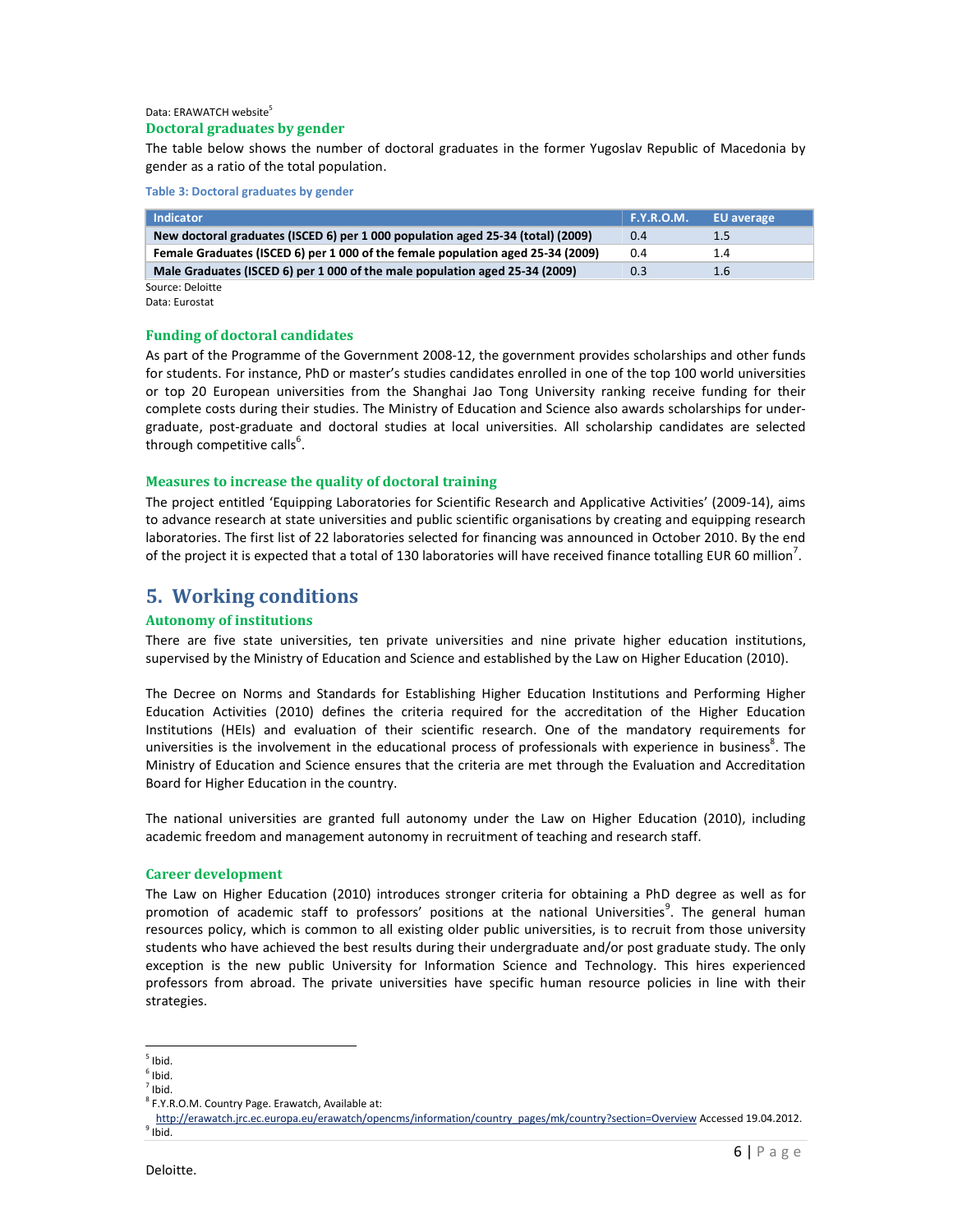Data: ERAWATCH website[5]

### Doctoral graduates by gender

The table below shows the number of doctoral graduates in the former Yugoslav Republic of Macedonia by gender as a ratio of the total population.

**Table 3: Doctoral graduates by gender**

| Indicator | F.Y.R.O.M. | EU average |
|---|---|---|
| **New doctoral graduates (ISCED 6) per 1 000 population aged 25-34 (total) (2009)** | 0.4 | 1.5 |
| **Female Graduates (ISCED 6) per 1 000 of the female population aged 25-34 (2009)** | 0.4 | 1.4 |
| **Male Graduates (ISCED 6) per 1 000 of the male population aged 25-34 (2009)** | 0.3 | 1.6 |

Source: Deloitte
Data: Eurostat

### Funding of doctoral candidates

As part of the Programme of the Government 2008-12, the government provides scholarships and other funds for students. For instance, PhD or master's studies candidates enrolled in one of the top 100 world universities or top 20 European universities from the Shanghai Jao Tong University ranking receive funding for their complete costs during their studies. The Ministry of Education and Science also awards scholarships for under-graduate, post-graduate and doctoral studies at local universities. All scholarship candidates are selected through competitive calls[6].

### Measures to increase the quality of doctoral training

The project entitled 'Equipping Laboratories for Scientific Research and Applicative Activities' (2009-14), aims to advance research at state universities and public scientific organisations by creating and equipping research laboratories. The first list of 22 laboratories selected for financing was announced in October 2010. By the end of the project it is expected that a total of 130 laboratories will have received finance totalling EUR 60 million[7].

## 5. Working conditions

### Autonomy of institutions

There are five state universities, ten private universities and nine private higher education institutions, supervised by the Ministry of Education and Science and established by the Law on Higher Education (2010).

The Decree on Norms and Standards for Establishing Higher Education Institutions and Performing Higher Education Activities (2010) defines the criteria required for the accreditation of the Higher Education Institutions (HEIs) and evaluation of their scientific research. One of the mandatory requirements for universities is the involvement in the educational process of professionals with experience in business[8]. The Ministry of Education and Science ensures that the criteria are met through the Evaluation and Accreditation Board for Higher Education in the country.

The national universities are granted full autonomy under the Law on Higher Education (2010), including academic freedom and management autonomy in recruitment of teaching and research staff.

### Career development

The Law on Higher Education (2010) introduces stronger criteria for obtaining a PhD degree as well as for promotion of academic staff to professors' positions at the national Universities[9]. The general human resources policy, which is common to all existing older public universities, is to recruit from those university students who have achieved the best results during their undergraduate and/or post graduate study. The only exception is the new public University for Information Science and Technology. This hires experienced professors from abroad. The private universities have specific human resource policies in line with their strategies.

---

[5] Ibid.
[6] Ibid.
[7] Ibid.
[8] F.Y.R.O.M. Country Page. Erawatch, Available at: http://erawatch.jrc.ec.europa.eu/erawatch/opencms/information/country_pages/mk/country?section=Overview Accessed 19.04.2012.
[9] Ibid.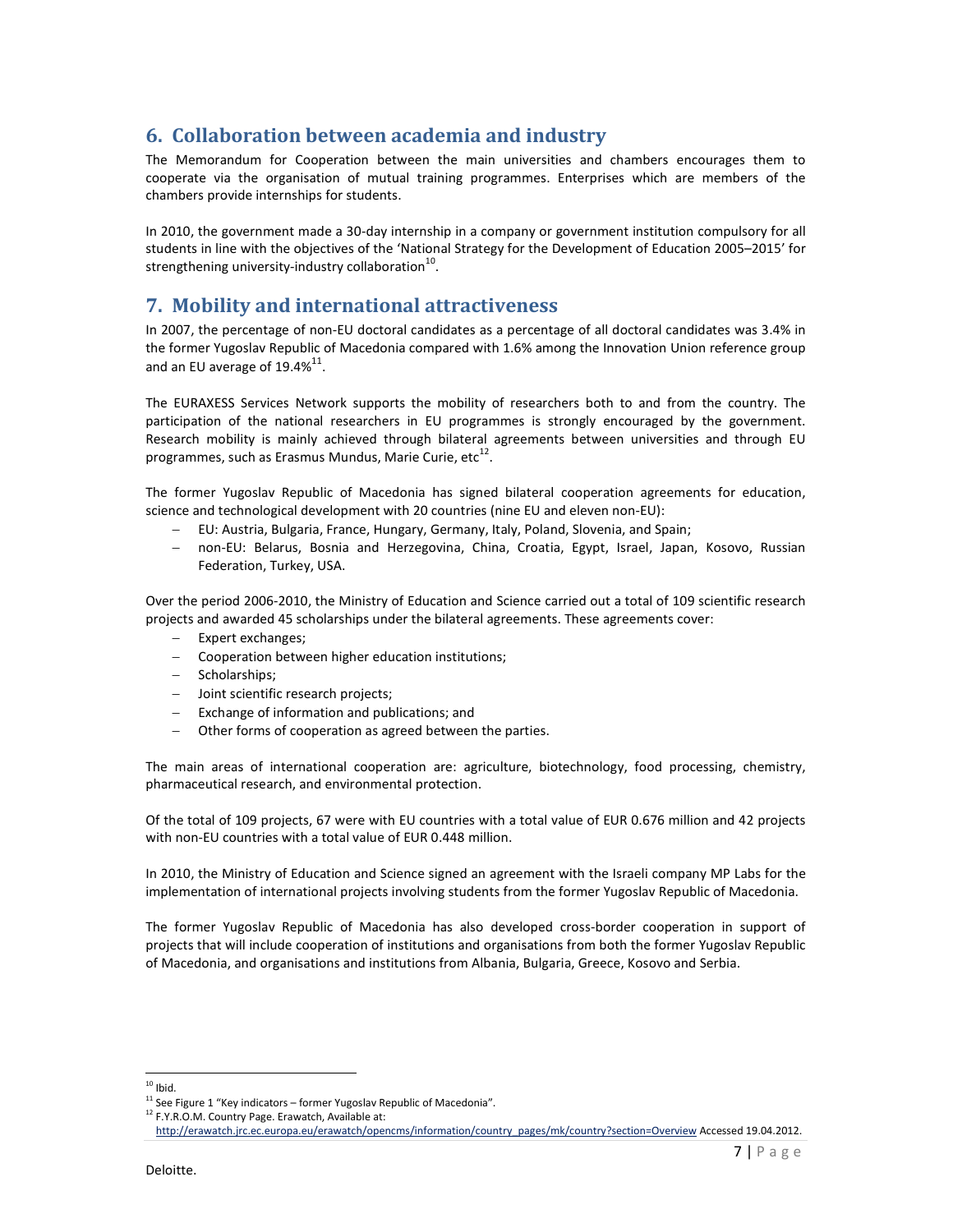## 6. Collaboration between academia and industry

The Memorandum for Cooperation between the main universities and chambers encourages them to cooperate via the organisation of mutual training programmes. Enterprises which are members of the chambers provide internships for students.

In 2010, the government made a 30-day internship in a company or government institution compulsory for all students in line with the objectives of the 'National Strategy for the Development of Education 2005–2015' for strengthening university-industry collaboration[10].

## 7. Mobility and international attractiveness

In 2007, the percentage of non-EU doctoral candidates as a percentage of all doctoral candidates was 3.4% in the former Yugoslav Republic of Macedonia compared with 1.6% among the Innovation Union reference group and an EU average of 19.4%[11].

The EURAXESS Services Network supports the mobility of researchers both to and from the country. The participation of the national researchers in EU programmes is strongly encouraged by the government. Research mobility is mainly achieved through bilateral agreements between universities and through EU programmes, such as Erasmus Mundus, Marie Curie, etc[12].

The former Yugoslav Republic of Macedonia has signed bilateral cooperation agreements for education, science and technological development with 20 countries (nine EU and eleven non-EU):

- EU: Austria, Bulgaria, France, Hungary, Germany, Italy, Poland, Slovenia, and Spain;
- non-EU: Belarus, Bosnia and Herzegovina, China, Croatia, Egypt, Israel, Japan, Kosovo, Russian Federation, Turkey, USA.

Over the period 2006-2010, the Ministry of Education and Science carried out a total of 109 scientific research projects and awarded 45 scholarships under the bilateral agreements. These agreements cover:

- Expert exchanges;
- Cooperation between higher education institutions;
- Scholarships;
- Joint scientific research projects;
- Exchange of information and publications; and
- Other forms of cooperation as agreed between the parties.

The main areas of international cooperation are: agriculture, biotechnology, food processing, chemistry, pharmaceutical research, and environmental protection.

Of the total of 109 projects, 67 were with EU countries with a total value of EUR 0.676 million and 42 projects with non-EU countries with a total value of EUR 0.448 million.

In 2010, the Ministry of Education and Science signed an agreement with the Israeli company MP Labs for the implementation of international projects involving students from the former Yugoslav Republic of Macedonia.

The former Yugoslav Republic of Macedonia has also developed cross-border cooperation in support of projects that will include cooperation of institutions and organisations from both the former Yugoslav Republic of Macedonia, and organisations and institutions from Albania, Bulgaria, Greece, Kosovo and Serbia.

---

[10] Ibid.

[11] See Figure 1 "Key indicators – former Yugoslav Republic of Macedonia".

[12] F.Y.R.O.M. Country Page. Erawatch, Available at: http://erawatch.jrc.ec.europa.eu/erawatch/opencms/information/country_pages/mk/country?section=Overview Accessed 19.04.2012.

Deloitte.